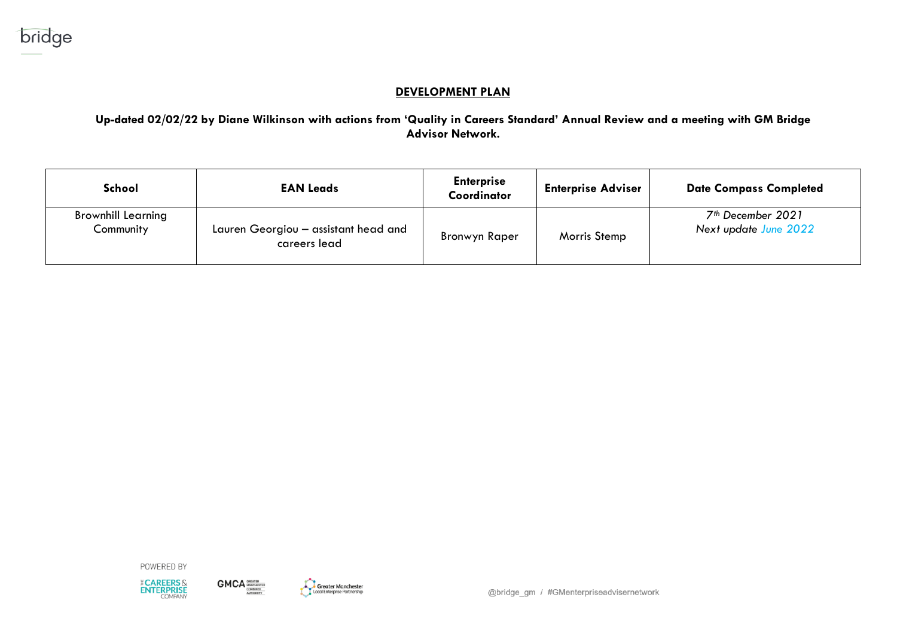# DEVELOPMENT PLAN

**Up-dated 02/02/22 by Diane Wilkinson with actions from 'Quality in Careers Standard' Annual Review and a meeting with GM Bridge Advisor Network.**

| School | EAN Leads | Enterprise Coordinator | Enterprise Adviser | Date Compass Completed |
|---|---|---|---|---|
| Brownhill Learning Community | Lauren Georgiou – assistant head and careers lead | Bronwyn Raper | Morris Stemp | *7th December 2021*<br>*Next update June 2022* |

POWERED BY

@bridge_gm / #GMenterpriseadvisernetwork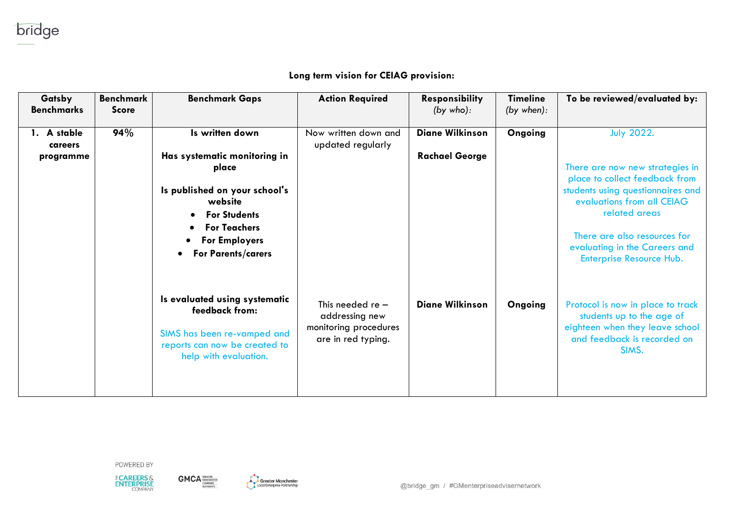**Long term vision for CEIAG provision:**

| Gatsby Benchmarks | Benchmark Score | Benchmark Gaps | Action Required | Responsibility *(by who)*: | Timeline *(by when)*: | To be reviewed/evaluated by: |
|---|---|---|---|---|---|---|
| 1. A stable careers programme | 94% | **Is written down**<br><br>**Has systematic monitoring in place**<br><br>**Is published on your school's website**<br>• **For Students**<br>• **For Teachers**<br>• **For Employers**<br>• **For Parents/carers** | Now written down and updated regularly | **Diane Wilkinson**<br><br>**Rachael George** | **Ongoing** | July 2022.<br><br>There are now new strategies in place to collect feedback from students using questionnaires and evaluations from all CEIAG related areas<br><br>There are also resources for evaluating in the Careers and Enterprise Resource Hub. |
| | | **Is evaluated using systematic feedback from:**<br><br>SIMS has been re-vamped and reports can now be created to help with evaluation. | This needed re – addressing new monitoring procedures are in red typing. | **Diane Wilkinson** | **Ongoing** | Protocol is now in place to track students up to the age of eighteen when they leave school and feedback is recorded on SIMS. |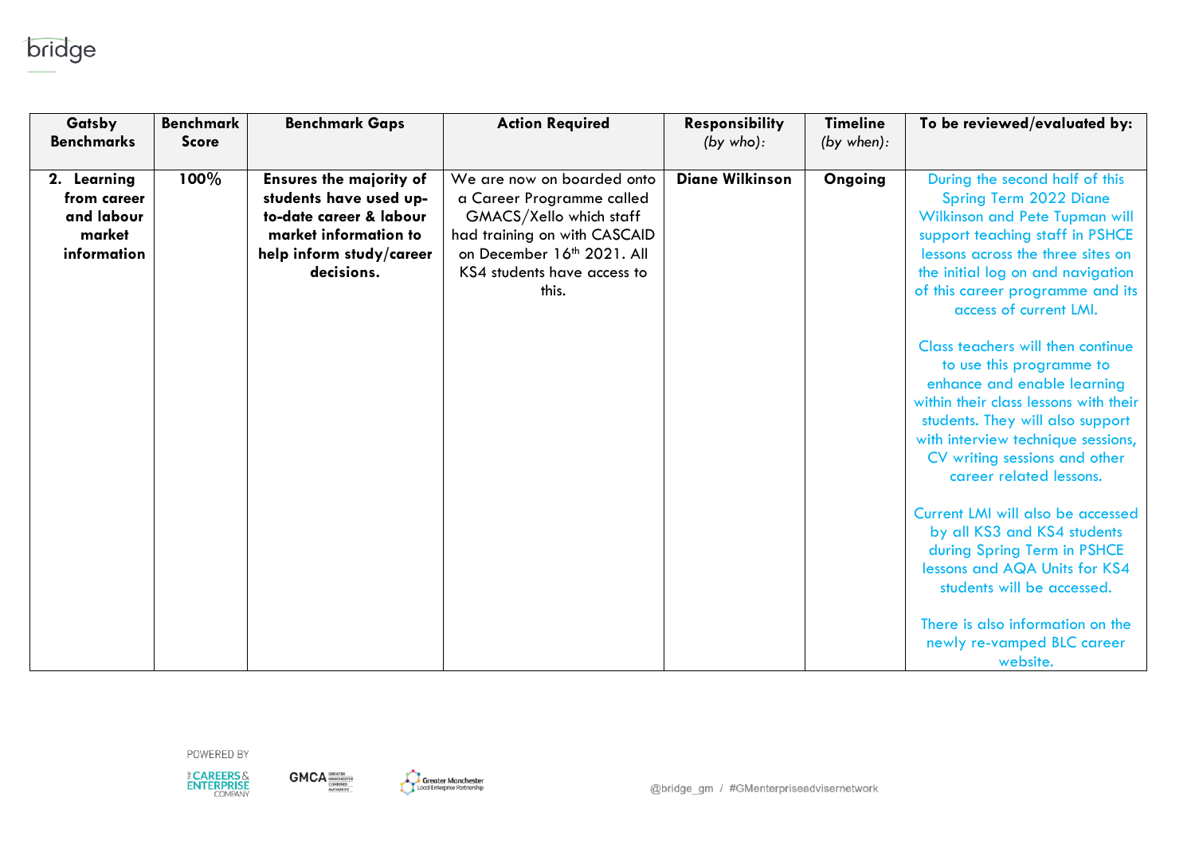| Gatsby Benchmarks | Benchmark Score | Benchmark Gaps | Action Required | Responsibility *(by who):* | Timeline *(by when):* | To be reviewed/evaluated by: |
|---|---|---|---|---|---|---|
| **2. Learning from career and labour market information** | **100%** | **Ensures the majority of students have used up-to-date career & labour market information to help inform study/career decisions.** | We are now on boarded onto a Career Programme called GMACS/Xello which staff had training on with CASCAID on December 16th 2021. All KS4 students have access to this. | **Diane Wilkinson** | **Ongoing** | During the second half of this Spring Term 2022 Diane Wilkinson and Pete Tupman will support teaching staff in PSHCE lessons across the three sites on the initial log on and navigation of this career programme and its access of current LMI.<br><br>Class teachers will then continue to use this programme to enhance and enable learning within their class lessons with their students. They will also support with interview technique sessions, CV writing sessions and other career related lessons.<br><br>Current LMI will also be accessed by all KS3 and KS4 students during Spring Term in PSHCE lessons and AQA Units for KS4 students will be accessed.<br><br>There is also information on the newly re-vamped BLC career website. |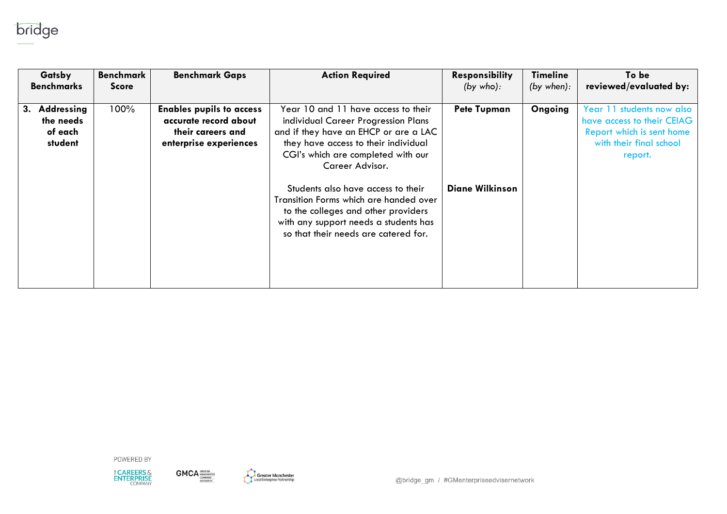| Gatsby Benchmarks | Benchmark Score | Benchmark Gaps | Action Required | Responsibility *(by who)*: | Timeline *(by when)*: | To be reviewed/evaluated by: |
|---|---|---|---|---|---|---|
| **3. Addressing the needs of each student** | 100% | **Enables pupils to access accurate record about their careers and enterprise experiences** | Year 10 and 11 have access to their individual Career Progression Plans and if they have an EHCP or are a LAC they have access to their individual CGI's which are completed with our Career Advisor.<br><br>Students also have access to their Transition Forms which are handed over to the colleges and other providers with any support needs a students has so that their needs are catered for. | **Pete Tupman**<br><br>**Diane Wilkinson** | **Ongoing** | Year 11 students now also have access to their CEIAG Report which is sent home with their final school report. |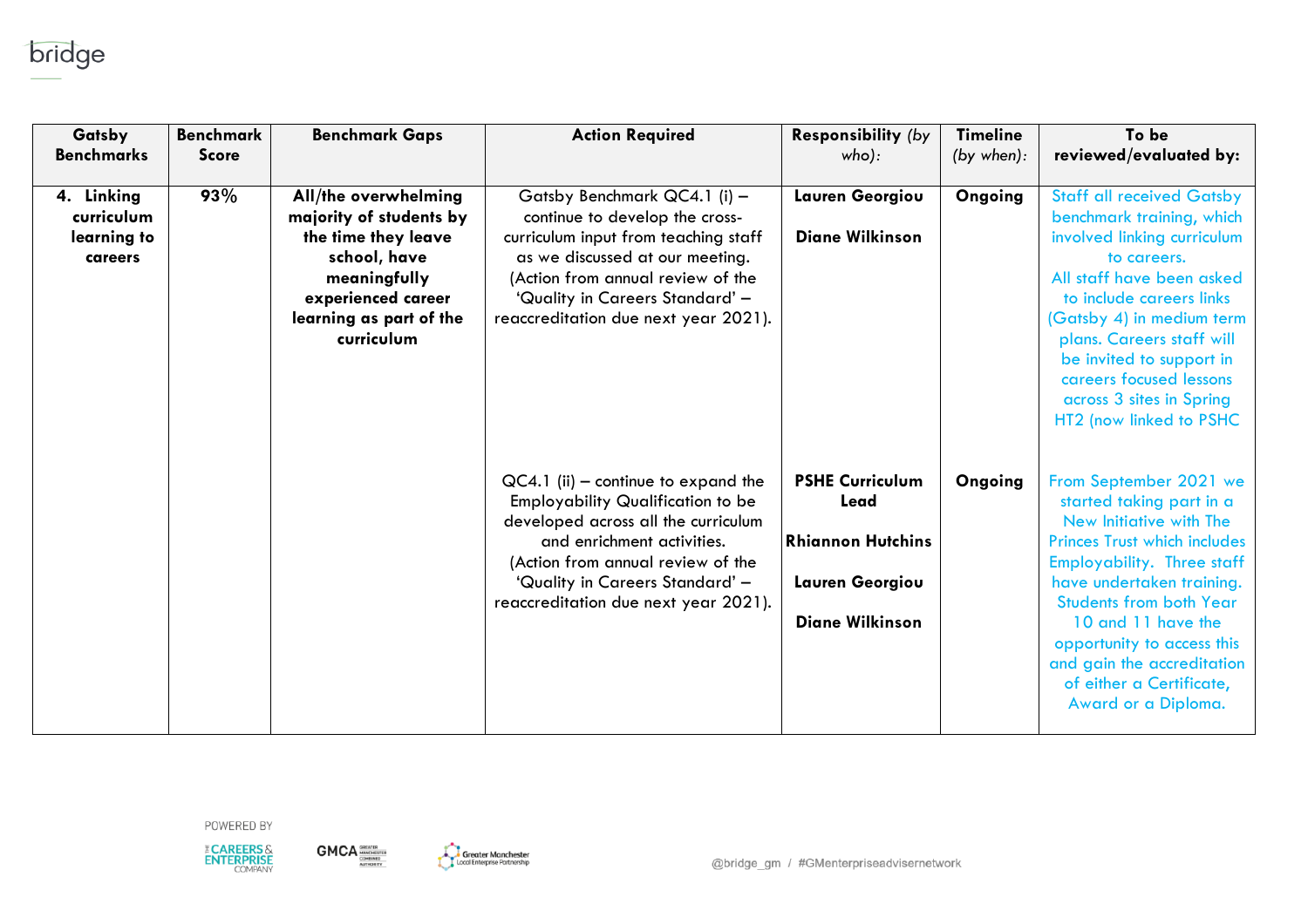| Gatsby Benchmarks | Benchmark Score | Benchmark Gaps | Action Required | Responsibility *(by who):* | Timeline *(by when):* | To be reviewed/evaluated by: |
|---|---|---|---|---|---|---|
| **4. Linking curriculum learning to careers** | **93%** | **All/the overwhelming majority of students by the time they leave school, have meaningfully experienced career learning as part of the curriculum** | Gatsby Benchmark QC4.1 (i) – continue to develop the cross-curriculum input from teaching staff as we discussed at our meeting. (Action from annual review of the 'Quality in Careers Standard' – reaccreditation due next year 2021). | **Lauren Georgiou**<br><br>**Diane Wilkinson** | **Ongoing** | Staff all received Gatsby benchmark training, which involved linking curriculum to careers.<br>All staff have been asked to include careers links (Gatsby 4) in medium term plans. Careers staff will be invited to support in careers focused lessons across 3 sites in Spring HT2 (now linked to PSHC |
| | | | QC4.1 (ii) – continue to expand the Employability Qualification to be developed across all the curriculum and enrichment activities. (Action from annual review of the 'Quality in Careers Standard' – reaccreditation due next year 2021). | **PSHE Curriculum Lead**<br><br>**Rhiannon Hutchins**<br><br>**Lauren Georgiou**<br><br>**Diane Wilkinson** | **Ongoing** | From September 2021 we started taking part in a New Initiative with The Princes Trust which includes Employability. Three staff have undertaken training. Students from both Year 10 and 11 have the opportunity to access this and gain the accreditation of either a Certificate, Award or a Diploma. |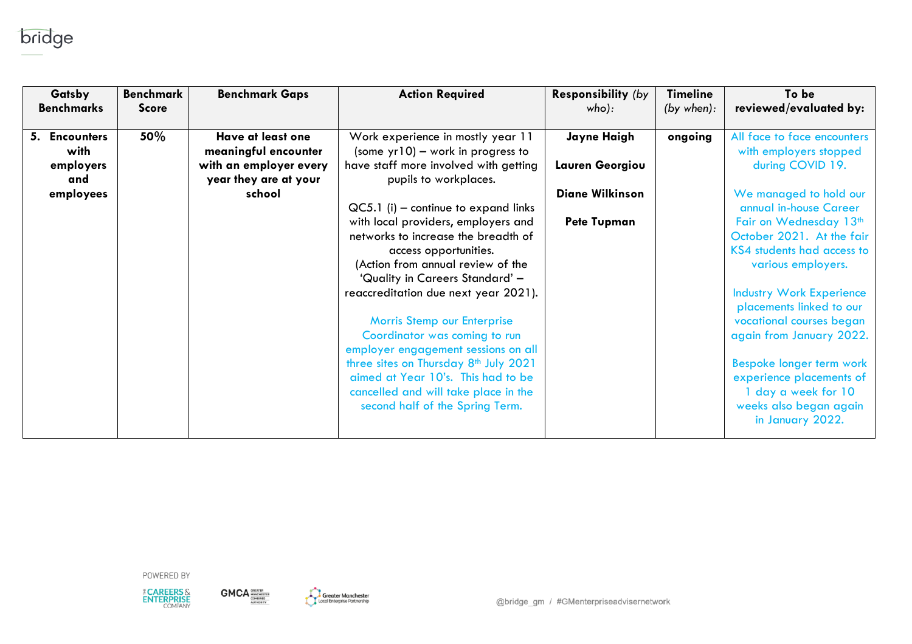| Gatsby Benchmarks | Benchmark Score | Benchmark Gaps | Action Required | Responsibility *(by who)*: | Timeline *(by when)*: | To be reviewed/evaluated by: |
|---|---|---|---|---|---|---|
| **5. Encounters with employers and employees** | **50%** | **Have at least one meaningful encounter with an employer every year they are at your school** | Work experience in mostly year 11 (some yr10) – work in progress to have staff more involved with getting pupils to workplaces.<br><br>QC5.1 (i) – continue to expand links with local providers, employers and networks to increase the breadth of access opportunities.<br>(Action from annual review of the 'Quality in Careers Standard' – reaccreditation due next year 2021).<br><br>Morris Stemp our Enterprise Coordinator was coming to run employer engagement sessions on all three sites on Thursday 8th July 2021 aimed at Year 10's. This had to be cancelled and will take place in the second half of the Spring Term. | **Jayne Haigh**<br><br>**Lauren Georgiou**<br><br>**Diane Wilkinson**<br><br>**Pete Tupman** | **ongoing** | All face to face encounters with employers stopped during COVID 19.<br><br>We managed to hold our annual in-house Career Fair on Wednesday 13th October 2021. At the fair KS4 students had access to various employers.<br><br>Industry Work Experience placements linked to our vocational courses began again from January 2022.<br><br>Bespoke longer term work experience placements of 1 day a week for 10 weeks also began again in January 2022. |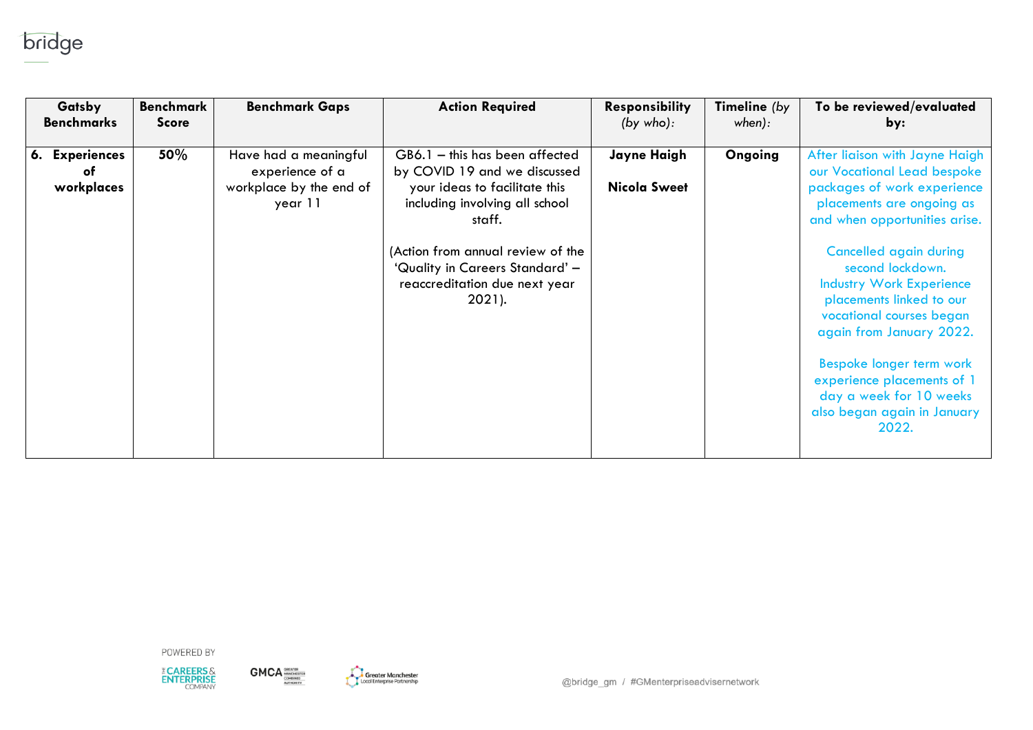| Gatsby Benchmarks | Benchmark Score | Benchmark Gaps | Action Required | Responsibility *(by who)*: | Timeline *(by when)*: | To be reviewed/evaluated by: |
|---|---|---|---|---|---|---|
| **6. Experiences of workplaces** | **50%** | Have had a meaningful experience of a workplace by the end of year 11 | GB6.1 – this has been affected by COVID 19 and we discussed your ideas to facilitate this including involving all school staff.<br><br>(Action from annual review of the 'Quality in Careers Standard' – reaccreditation due next year 2021). | **Jayne Haigh**<br><br>**Nicola Sweet** | **Ongoing** | After liaison with Jayne Haigh our Vocational Lead bespoke packages of work experience placements are ongoing as and when opportunities arise.<br><br>Cancelled again during second lockdown. Industry Work Experience placements linked to our vocational courses began again from January 2022.<br><br>Bespoke longer term work experience placements of 1 day a week for 10 weeks also began again in January 2022. |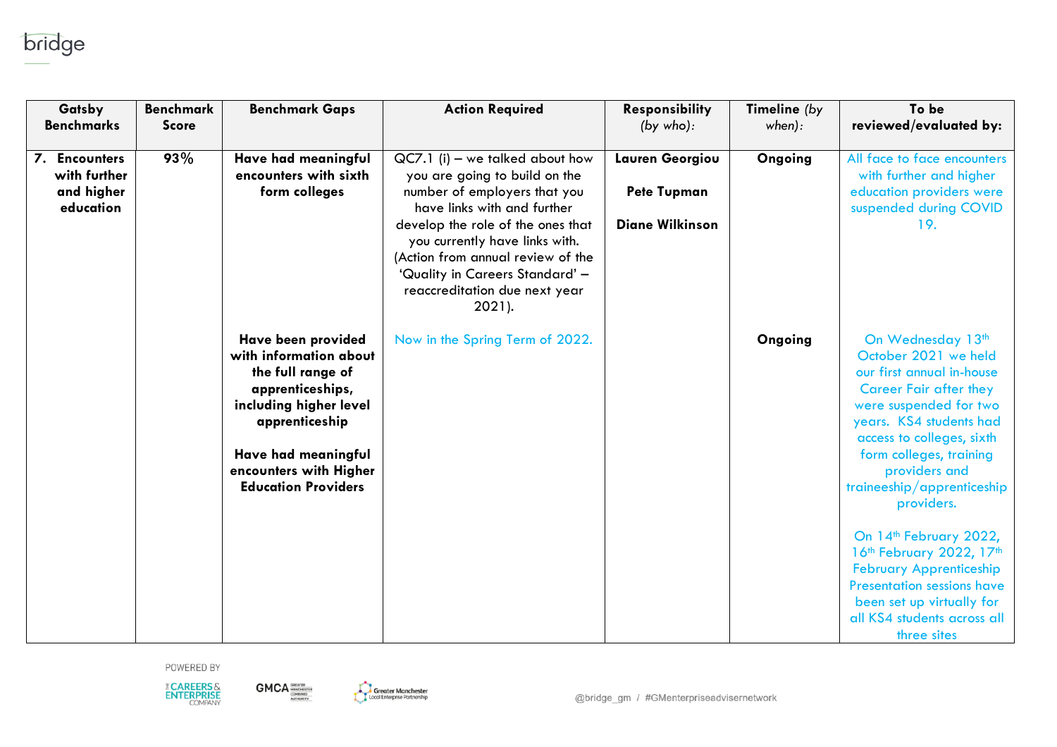| Gatsby Benchmarks | Benchmark Score | Benchmark Gaps | Action Required | Responsibility *(by who)*: | Timeline *(by when)*: | To be reviewed/evaluated by: |
|---|---|---|---|---|---|---|
| **7. Encounters with further and higher education** | **93%** | **Have had meaningful encounters with sixth form colleges** | QC7.1 (i) – we talked about how you are going to build on the number of employers that you have links with and further develop the role of the ones that you currently have links with. (Action from annual review of the 'Quality in Careers Standard' – reaccreditation due next year 2021). | **Lauren Georgiou**<br><br>**Pete Tupman**<br><br>**Diane Wilkinson** | **Ongoing** | All face to face encounters with further and higher education providers were suspended during COVID 19. |
| | | **Have been provided with information about the full range of apprenticeships, including higher level apprenticeship**<br><br>**Have had meaningful encounters with Higher Education Providers** | Now in the Spring Term of 2022. | | **Ongoing** | On Wednesday 13th October 2021 we held our first annual in-house Career Fair after they were suspended for two years. KS4 students had access to colleges, sixth form colleges, training providers and traineeship/apprenticeship providers.<br><br>On 14th February 2022, 16th February 2022, 17th February Apprenticeship Presentation sessions have been set up virtually for all KS4 students across all three sites |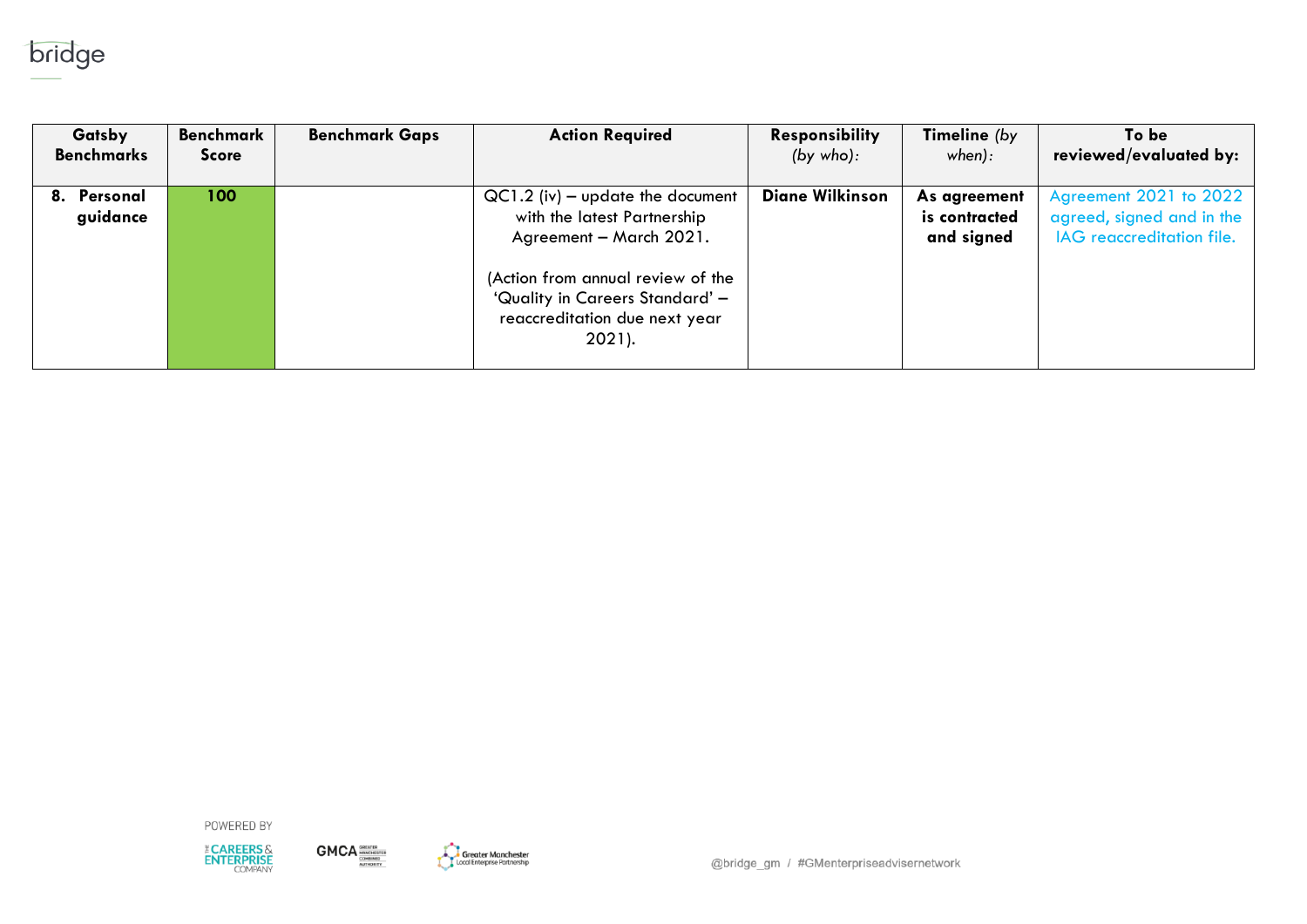| Gatsby Benchmarks | Benchmark Score | Benchmark Gaps | Action Required | Responsibility *(by who)*: | Timeline *(by when)*: | To be reviewed/evaluated by: |
|---|---|---|---|---|---|---|
| **8. Personal guidance** | **100** | | QC1.2 (iv) – update the document with the latest Partnership Agreement – March 2021.<br><br>(Action from annual review of the 'Quality in Careers Standard' – reaccreditation due next year 2021). | **Diane Wilkinson** | **As agreement is contracted and signed** | Agreement 2021 to 2022 agreed, signed and in the IAG reaccreditation file. |